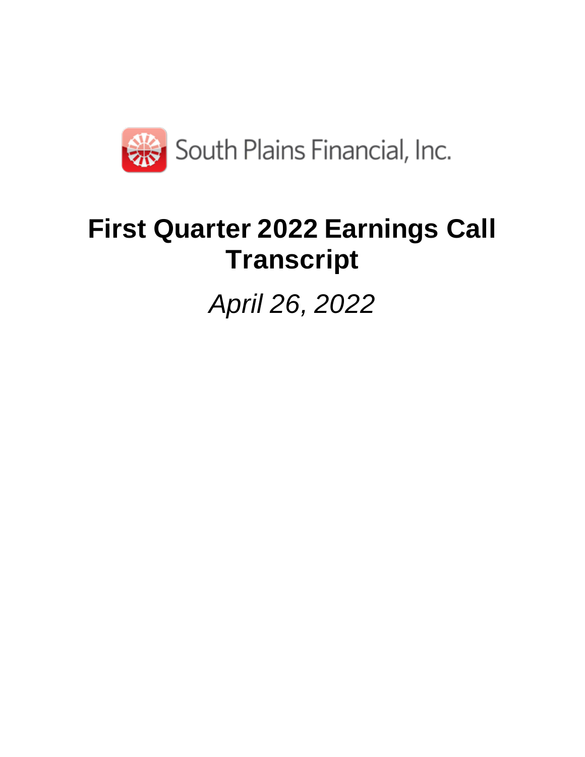South Plains Financial, Inc.

# First Quarter 2022 Earnings Call Transcript

*April 26, 2022*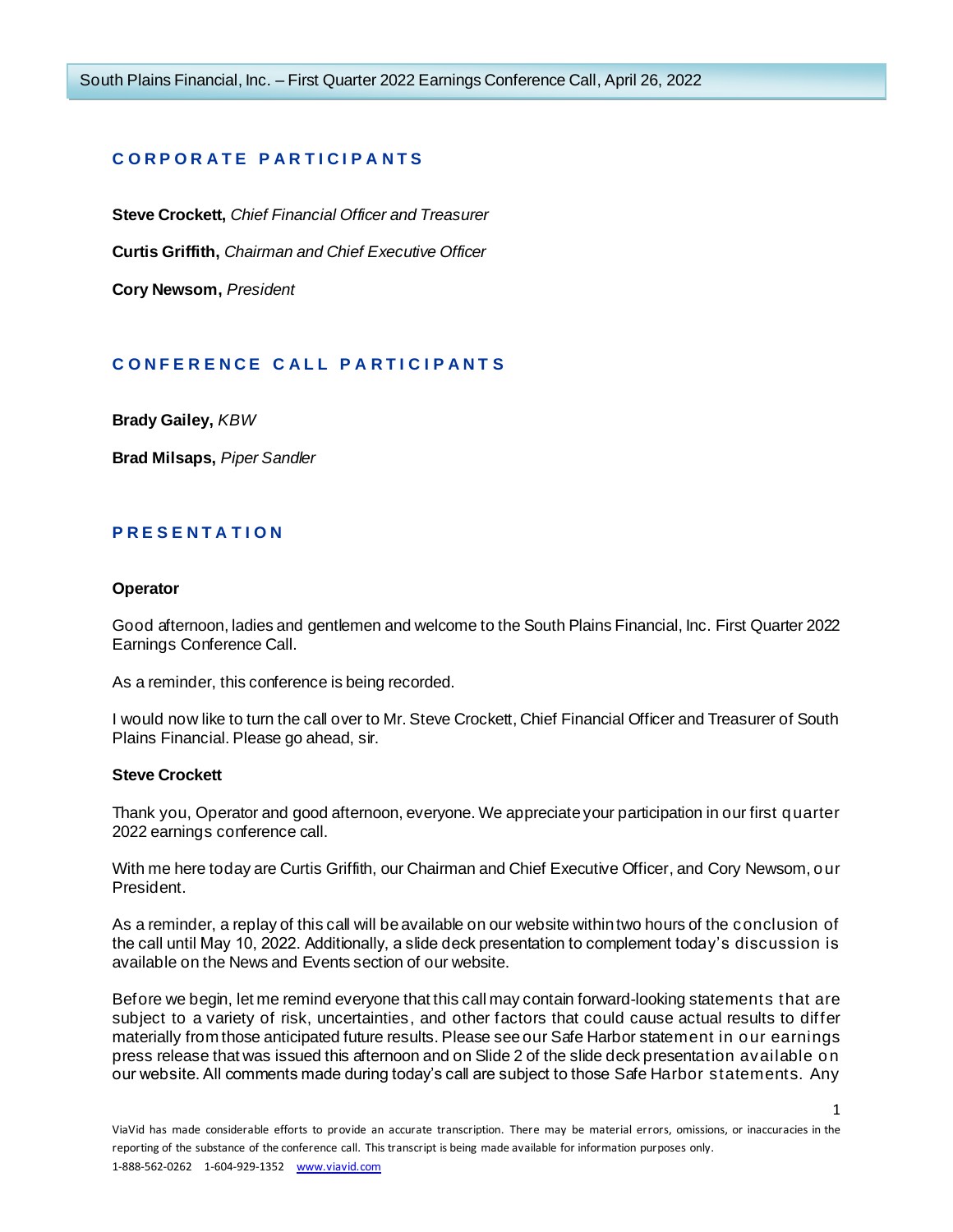## CORPORATE PARTICIPANTS

**Steve Crockett,** *Chief Financial Officer and Treasurer*

**Curtis Griffith,** *Chairman and Chief Executive Officer*

**Cory Newsom,** *President*

## CONFERENCE CALL PARTICIPANTS

**Brady Gailey,** *KBW*

**Brad Milsaps,** *Piper Sandler*

## PRESENTATION

**Operator**

Good afternoon, ladies and gentlemen and welcome to the South Plains Financial, Inc. First Quarter 2022 Earnings Conference Call.

As a reminder, this conference is being recorded.

I would now like to turn the call over to Mr. Steve Crockett, Chief Financial Officer and Treasurer of South Plains Financial. Please go ahead, sir.

**Steve Crockett**

Thank you, Operator and good afternoon, everyone. We appreciate your participation in our first quarter 2022 earnings conference call.

With me here today are Curtis Griffith, our Chairman and Chief Executive Officer, and Cory Newsom, our President.

As a reminder, a replay of this call will be available on our website within two hours of the conclusion of the call until May 10, 2022. Additionally, a slide deck presentation to complement today's discussion is available on the News and Events section of our website.

Before we begin, let me remind everyone that this call may contain forward-looking statements that are subject to a variety of risk, uncertainties, and other factors that could cause actual results to differ materially from those anticipated future results. Please see our Safe Harbor statement in our earnings press release that was issued this afternoon and on Slide 2 of the slide deck presentation available on our website. All comments made during today's call are subject to those Safe Harbor statements. Any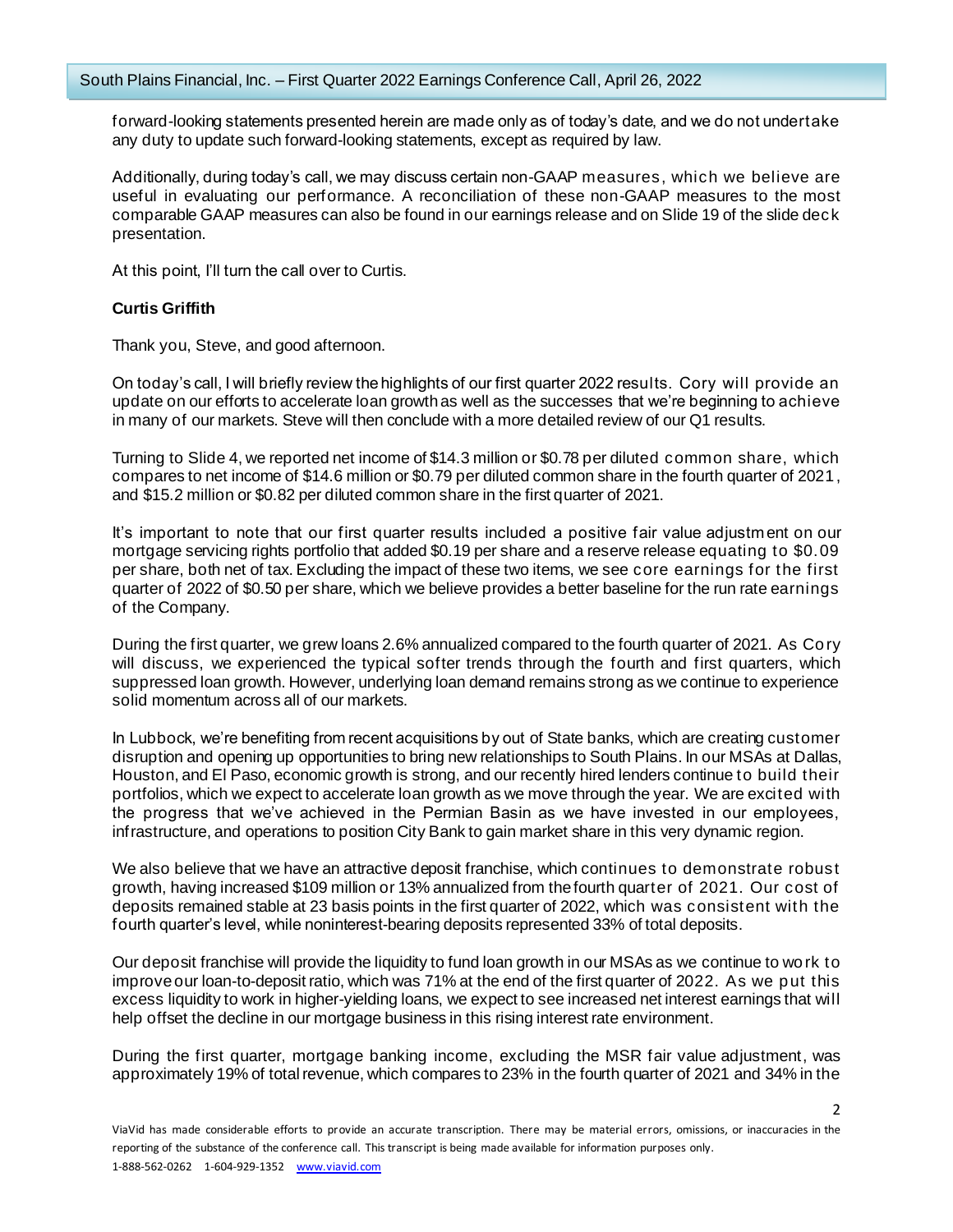forward-looking statements presented herein are made only as of today's date, and we do not undertake any duty to update such forward-looking statements, except as required by law.

Additionally, during today's call, we may discuss certain non-GAAP measures, which we believe are useful in evaluating our performance. A reconciliation of these non-GAAP measures to the most comparable GAAP measures can also be found in our earnings release and on Slide 19 of the slide deck presentation.

At this point, I'll turn the call over to Curtis.

**Curtis Griffith**

Thank you, Steve, and good afternoon.

On today's call, I will briefly review the highlights of our first quarter 2022 results. Cory will provide an update on our efforts to accelerate loan growth as well as the successes that we're beginning to achieve in many of our markets. Steve will then conclude with a more detailed review of our Q1 results.

Turning to Slide 4, we reported net income of $14.3 million or $0.78 per diluted common share, which compares to net income of $14.6 million or $0.79 per diluted common share in the fourth quarter of 2021, and $15.2 million or $0.82 per diluted common share in the first quarter of 2021.

It's important to note that our first quarter results included a positive fair value adjustment on our mortgage servicing rights portfolio that added $0.19 per share and a reserve release equating to $0.09 per share, both net of tax. Excluding the impact of these two items, we see core earnings for the first quarter of 2022 of $0.50 per share, which we believe provides a better baseline for the run rate earnings of the Company.

During the first quarter, we grew loans 2.6% annualized compared to the fourth quarter of 2021. As Cory will discuss, we experienced the typical softer trends through the fourth and first quarters, which suppressed loan growth. However, underlying loan demand remains strong as we continue to experience solid momentum across all of our markets.

In Lubbock, we're benefiting from recent acquisitions by out of State banks, which are creating customer disruption and opening up opportunities to bring new relationships to South Plains. In our MSAs at Dallas, Houston, and El Paso, economic growth is strong, and our recently hired lenders continue to build their portfolios, which we expect to accelerate loan growth as we move through the year. We are excited with the progress that we've achieved in the Permian Basin as we have invested in our employees, infrastructure, and operations to position City Bank to gain market share in this very dynamic region.

We also believe that we have an attractive deposit franchise, which continues to demonstrate robust growth, having increased $109 million or 13% annualized from the fourth quarter of 2021. Our cost of deposits remained stable at 23 basis points in the first quarter of 2022, which was consistent with the fourth quarter's level, while noninterest-bearing deposits represented 33% of total deposits.

Our deposit franchise will provide the liquidity to fund loan growth in our MSAs as we continue to work to improve our loan-to-deposit ratio, which was 71% at the end of the first quarter of 2022. As we put this excess liquidity to work in higher-yielding loans, we expect to see increased net interest earnings that will help offset the decline in our mortgage business in this rising interest rate environment.

During the first quarter, mortgage banking income, excluding the MSR fair value adjustment, was approximately 19% of total revenue, which compares to 23% in the fourth quarter of 2021 and 34% in the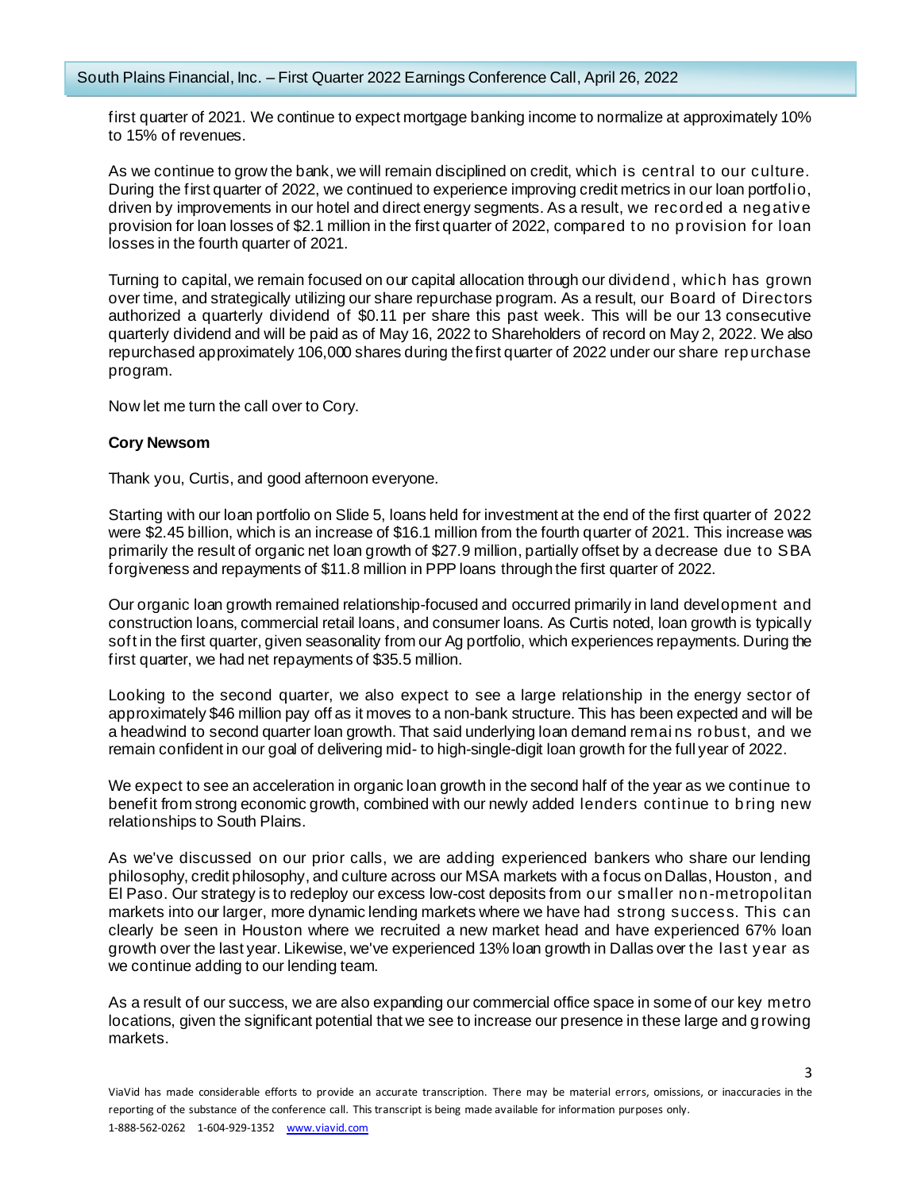first quarter of 2021. We continue to expect mortgage banking income to normalize at approximately 10% to 15% of revenues.

As we continue to grow the bank, we will remain disciplined on credit, which is central to our culture. During the first quarter of 2022, we continued to experience improving credit metrics in our loan portfolio, driven by improvements in our hotel and direct energy segments. As a result, we recorded a negative provision for loan losses of $2.1 million in the first quarter of 2022, compared to no provision for loan losses in the fourth quarter of 2021.

Turning to capital, we remain focused on our capital allocation through our dividend, which has grown over time, and strategically utilizing our share repurchase program. As a result, our Board of Directors authorized a quarterly dividend of $0.11 per share this past week. This will be our 13 consecutive quarterly dividend and will be paid as of May 16, 2022 to Shareholders of record on May 2, 2022. We also repurchased approximately 106,000 shares during the first quarter of 2022 under our share repurchase program.

Now let me turn the call over to Cory.

**Cory Newsom**

Thank you, Curtis, and good afternoon everyone.

Starting with our loan portfolio on Slide 5, loans held for investment at the end of the first quarter of 2022 were $2.45 billion, which is an increase of $16.1 million from the fourth quarter of 2021. This increase was primarily the result of organic net loan growth of $27.9 million, partially offset by a decrease due to SBA forgiveness and repayments of $11.8 million in PPP loans through the first quarter of 2022.

Our organic loan growth remained relationship-focused and occurred primarily in land development and construction loans, commercial retail loans, and consumer loans. As Curtis noted, loan growth is typically soft in the first quarter, given seasonality from our Ag portfolio, which experiences repayments. During the first quarter, we had net repayments of $35.5 million.

Looking to the second quarter, we also expect to see a large relationship in the energy sector of approximately $46 million pay off as it moves to a non-bank structure. This has been expected and will be a headwind to second quarter loan growth. That said underlying loan demand remains robust, and we remain confident in our goal of delivering mid- to high-single-digit loan growth for the full year of 2022.

We expect to see an acceleration in organic loan growth in the second half of the year as we continue to benefit from strong economic growth, combined with our newly added lenders continue to bring new relationships to South Plains.

As we've discussed on our prior calls, we are adding experienced bankers who share our lending philosophy, credit philosophy, and culture across our MSA markets with a focus on Dallas, Houston, and El Paso. Our strategy is to redeploy our excess low-cost deposits from our smaller non-metropolitan markets into our larger, more dynamic lending markets where we have had strong success. This can clearly be seen in Houston where we recruited a new market head and have experienced 67% loan growth over the last year. Likewise, we've experienced 13% loan growth in Dallas over the last year as we continue adding to our lending team.

As a result of our success, we are also expanding our commercial office space in some of our key metro locations, given the significant potential that we see to increase our presence in these large and growing markets.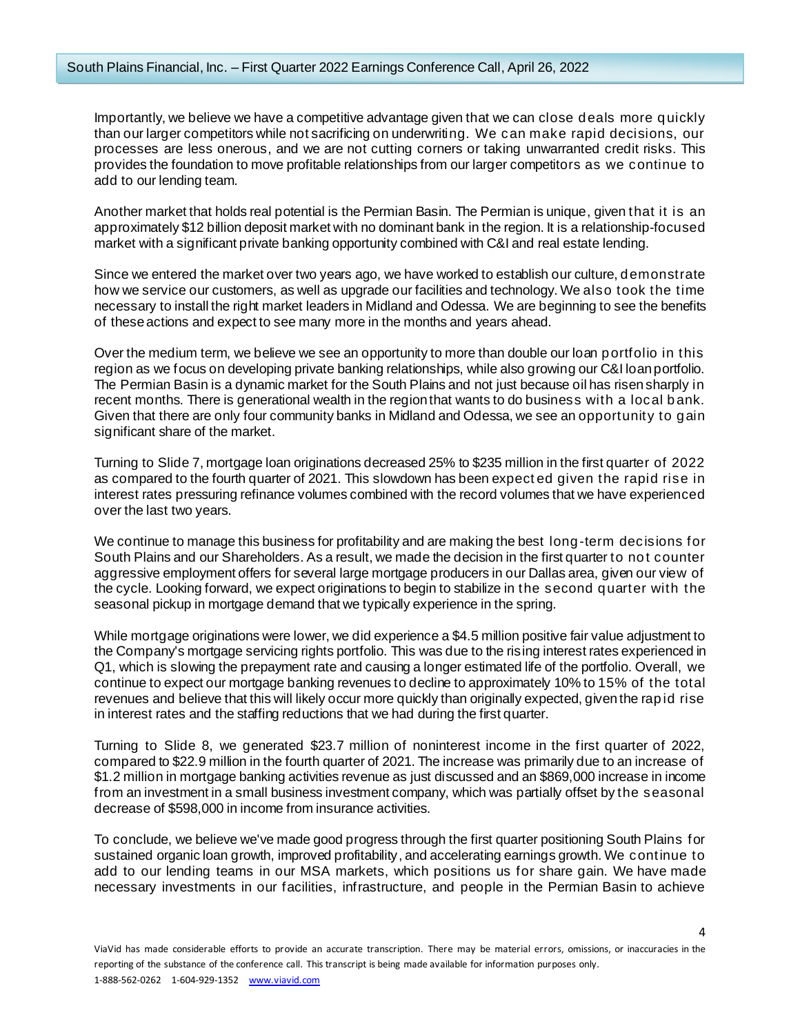Importantly, we believe we have a competitive advantage given that we can close deals more quickly than our larger competitors while not sacrificing on underwriting. We can make rapid decisions, our processes are less onerous, and we are not cutting corners or taking unwarranted credit risks. This provides the foundation to move profitable relationships from our larger competitors as we continue to add to our lending team.

Another market that holds real potential is the Permian Basin. The Permian is unique, given that it is an approximately $12 billion deposit market with no dominant bank in the region. It is a relationship-focused market with a significant private banking opportunity combined with C&I and real estate lending.

Since we entered the market over two years ago, we have worked to establish our culture, demonstrate how we service our customers, as well as upgrade our facilities and technology. We also took the time necessary to install the right market leaders in Midland and Odessa. We are beginning to see the benefits of these actions and expect to see many more in the months and years ahead.

Over the medium term, we believe we see an opportunity to more than double our loan portfolio in this region as we focus on developing private banking relationships, while also growing our C&I loan portfolio. The Permian Basin is a dynamic market for the South Plains and not just because oil has risen sharply in recent months. There is generational wealth in the region that wants to do business with a local bank. Given that there are only four community banks in Midland and Odessa, we see an opportunity to gain significant share of the market.

Turning to Slide 7, mortgage loan originations decreased 25% to $235 million in the first quarter of 2022 as compared to the fourth quarter of 2021. This slowdown has been expected given the rapid rise in interest rates pressuring refinance volumes combined with the record volumes that we have experienced over the last two years.

We continue to manage this business for profitability and are making the best long-term decisions for South Plains and our Shareholders. As a result, we made the decision in the first quarter to not counter aggressive employment offers for several large mortgage producers in our Dallas area, given our view of the cycle. Looking forward, we expect originations to begin to stabilize in the second quarter with the seasonal pickup in mortgage demand that we typically experience in the spring.

While mortgage originations were lower, we did experience a $4.5 million positive fair value adjustment to the Company's mortgage servicing rights portfolio. This was due to the rising interest rates experienced in Q1, which is slowing the prepayment rate and causing a longer estimated life of the portfolio. Overall, we continue to expect our mortgage banking revenues to decline to approximately 10% to 15% of the total revenues and believe that this will likely occur more quickly than originally expected, given the rapid rise in interest rates and the staffing reductions that we had during the first quarter.

Turning to Slide 8, we generated $23.7 million of noninterest income in the first quarter of 2022, compared to $22.9 million in the fourth quarter of 2021. The increase was primarily due to an increase of $1.2 million in mortgage banking activities revenue as just discussed and an $869,000 increase in income from an investment in a small business investment company, which was partially offset by the seasonal decrease of $598,000 in income from insurance activities.

To conclude, we believe we've made good progress through the first quarter positioning South Plains for sustained organic loan growth, improved profitability, and accelerating earnings growth. We continue to add to our lending teams in our MSA markets, which positions us for share gain. We have made necessary investments in our facilities, infrastructure, and people in the Permian Basin to achieve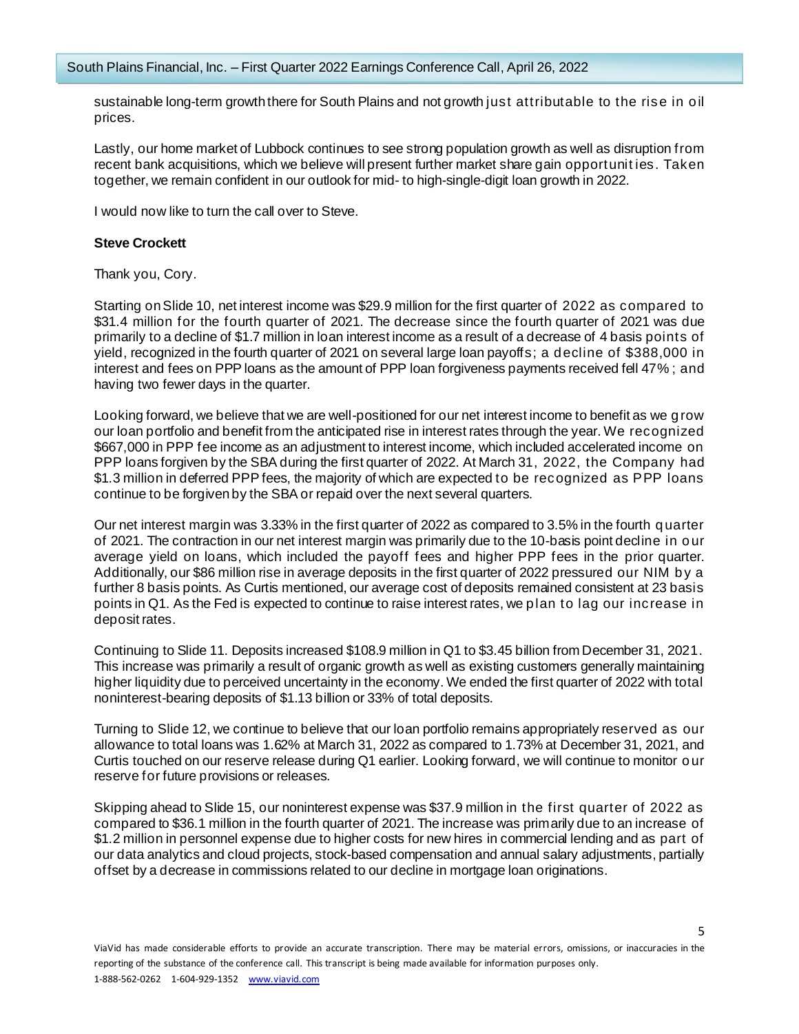sustainable long-term growth there for South Plains and not growth just attributable to the rise in oil prices.

Lastly, our home market of Lubbock continues to see strong population growth as well as disruption from recent bank acquisitions, which we believe will present further market share gain opportunities. Taken together, we remain confident in our outlook for mid- to high-single-digit loan growth in 2022.

I would now like to turn the call over to Steve.

**Steve Crockett**

Thank you, Cory.

Starting on Slide 10, net interest income was $29.9 million for the first quarter of 2022 as compared to $31.4 million for the fourth quarter of 2021. The decrease since the fourth quarter of 2021 was due primarily to a decline of $1.7 million in loan interest income as a result of a decrease of 4 basis points of yield, recognized in the fourth quarter of 2021 on several large loan payoffs; a decline of $388,000 in interest and fees on PPP loans as the amount of PPP loan forgiveness payments received fell 47%; and having two fewer days in the quarter.

Looking forward, we believe that we are well-positioned for our net interest income to benefit as we grow our loan portfolio and benefit from the anticipated rise in interest rates through the year. We recognized $667,000 in PPP fee income as an adjustment to interest income, which included accelerated income on PPP loans forgiven by the SBA during the first quarter of 2022. At March 31, 2022, the Company had $1.3 million in deferred PPP fees, the majority of which are expected to be recognized as PPP loans continue to be forgiven by the SBA or repaid over the next several quarters.

Our net interest margin was 3.33% in the first quarter of 2022 as compared to 3.5% in the fourth quarter of 2021. The contraction in our net interest margin was primarily due to the 10-basis point decline in our average yield on loans, which included the payoff fees and higher PPP fees in the prior quarter. Additionally, our $86 million rise in average deposits in the first quarter of 2022 pressured our NIM by a further 8 basis points. As Curtis mentioned, our average cost of deposits remained consistent at 23 basis points in Q1. As the Fed is expected to continue to raise interest rates, we plan to lag our increase in deposit rates.

Continuing to Slide 11. Deposits increased $108.9 million in Q1 to $3.45 billion from December 31, 2021. This increase was primarily a result of organic growth as well as existing customers generally maintaining higher liquidity due to perceived uncertainty in the economy. We ended the first quarter of 2022 with total noninterest-bearing deposits of $1.13 billion or 33% of total deposits.

Turning to Slide 12, we continue to believe that our loan portfolio remains appropriately reserved as our allowance to total loans was 1.62% at March 31, 2022 as compared to 1.73% at December 31, 2021, and Curtis touched on our reserve release during Q1 earlier. Looking forward, we will continue to monitor our reserve for future provisions or releases.

Skipping ahead to Slide 15, our noninterest expense was $37.9 million in the first quarter of 2022 as compared to $36.1 million in the fourth quarter of 2021. The increase was primarily due to an increase of $1.2 million in personnel expense due to higher costs for new hires in commercial lending and as part of our data analytics and cloud projects, stock-based compensation and annual salary adjustments, partially offset by a decrease in commissions related to our decline in mortgage loan originations.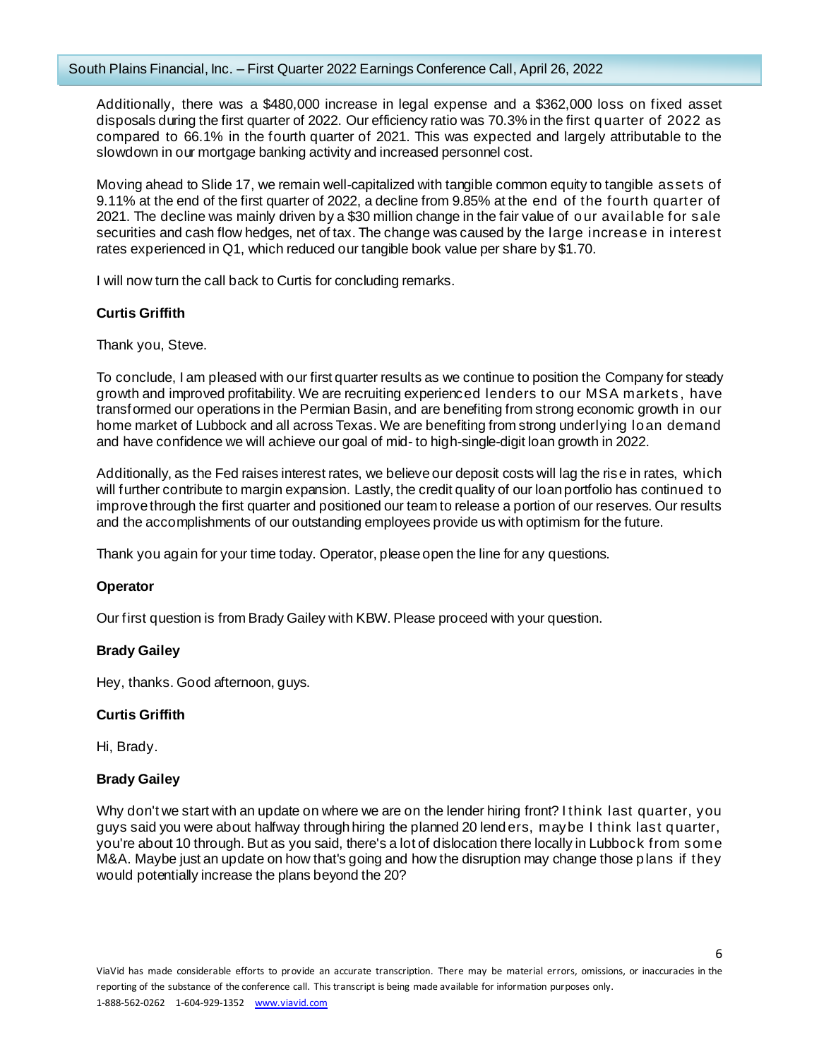Additionally, there was a $480,000 increase in legal expense and a $362,000 loss on fixed asset disposals during the first quarter of 2022. Our efficiency ratio was 70.3% in the first quarter of 2022 as compared to 66.1% in the fourth quarter of 2021. This was expected and largely attributable to the slowdown in our mortgage banking activity and increased personnel cost.

Moving ahead to Slide 17, we remain well-capitalized with tangible common equity to tangible assets of 9.11% at the end of the first quarter of 2022, a decline from 9.85% at the end of the fourth quarter of 2021. The decline was mainly driven by a $30 million change in the fair value of our available for sale securities and cash flow hedges, net of tax. The change was caused by the large increase in interest rates experienced in Q1, which reduced our tangible book value per share by $1.70.

I will now turn the call back to Curtis for concluding remarks.

**Curtis Griffith**

Thank you, Steve.

To conclude, I am pleased with our first quarter results as we continue to position the Company for steady growth and improved profitability. We are recruiting experienced lenders to our MSA markets, have transformed our operations in the Permian Basin, and are benefiting from strong economic growth in our home market of Lubbock and all across Texas. We are benefiting from strong underlying loan demand and have confidence we will achieve our goal of mid- to high-single-digit loan growth in 2022.

Additionally, as the Fed raises interest rates, we believe our deposit costs will lag the rise in rates, which will further contribute to margin expansion. Lastly, the credit quality of our loan portfolio has continued to improve through the first quarter and positioned our team to release a portion of our reserves. Our results and the accomplishments of our outstanding employees provide us with optimism for the future.

Thank you again for your time today. Operator, please open the line for any questions.

**Operator**

Our first question is from Brady Gailey with KBW. Please proceed with your question.

**Brady Gailey**

Hey, thanks. Good afternoon, guys.

**Curtis Griffith**

Hi, Brady.

**Brady Gailey**

Why don't we start with an update on where we are on the lender hiring front? I think last quarter, you guys said you were about halfway through hiring the planned 20 lenders, maybe I think last quarter, you're about 10 through. But as you said, there's a lot of dislocation there locally in Lubbock from some M&A. Maybe just an update on how that's going and how the disruption may change those plans if they would potentially increase the plans beyond the 20?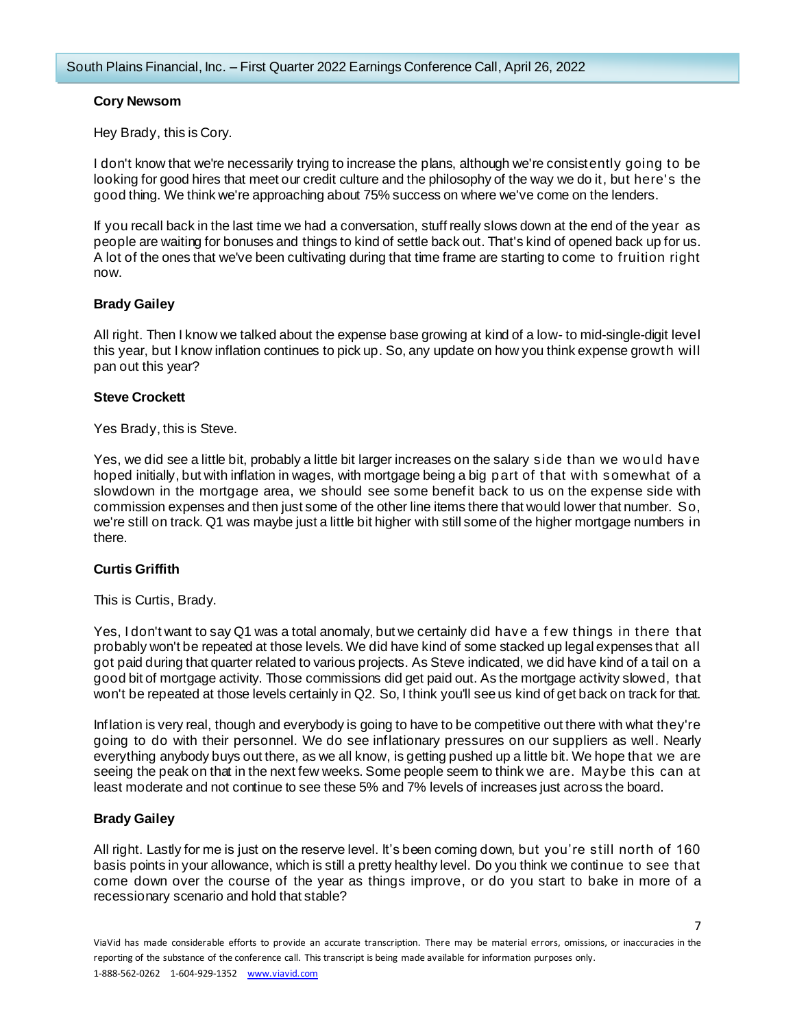**Cory Newsom**

Hey Brady, this is Cory.

I don't know that we're necessarily trying to increase the plans, although we're consistently going to be looking for good hires that meet our credit culture and the philosophy of the way we do it, but here's the good thing. We think we're approaching about 75% success on where we've come on the lenders.

If you recall back in the last time we had a conversation, stuff really slows down at the end of the year as people are waiting for bonuses and things to kind of settle back out. That's kind of opened back up for us. A lot of the ones that we've been cultivating during that time frame are starting to come to fruition right now.

**Brady Gailey**

All right. Then I know we talked about the expense base growing at kind of a low- to mid-single-digit level this year, but I know inflation continues to pick up. So, any update on how you think expense growth will pan out this year?

**Steve Crockett**

Yes Brady, this is Steve.

Yes, we did see a little bit, probably a little bit larger increases on the salary side than we would have hoped initially, but with inflation in wages, with mortgage being a big part of that with somewhat of a slowdown in the mortgage area, we should see some benefit back to us on the expense side with commission expenses and then just some of the other line items there that would lower that number. So, we're still on track. Q1 was maybe just a little bit higher with still some of the higher mortgage numbers in there.

**Curtis Griffith**

This is Curtis, Brady.

Yes, I don't want to say Q1 was a total anomaly, but we certainly did have a few things in there that probably won't be repeated at those levels. We did have kind of some stacked up legal expenses that all got paid during that quarter related to various projects. As Steve indicated, we did have kind of a tail on a good bit of mortgage activity. Those commissions did get paid out. As the mortgage activity slowed, that won't be repeated at those levels certainly in Q2. So, I think you'll see us kind of get back on track for that.

Inflation is very real, though and everybody is going to have to be competitive out there with what they're going to do with their personnel. We do see inflationary pressures on our suppliers as well. Nearly everything anybody buys out there, as we all know, is getting pushed up a little bit. We hope that we are seeing the peak on that in the next few weeks. Some people seem to think we are. Maybe this can at least moderate and not continue to see these 5% and 7% levels of increases just across the board.

**Brady Gailey**

All right. Lastly for me is just on the reserve level. It's been coming down, but you're still north of 160 basis points in your allowance, which is still a pretty healthy level. Do you think we continue to see that come down over the course of the year as things improve, or do you start to bake in more of a recessionary scenario and hold that stable?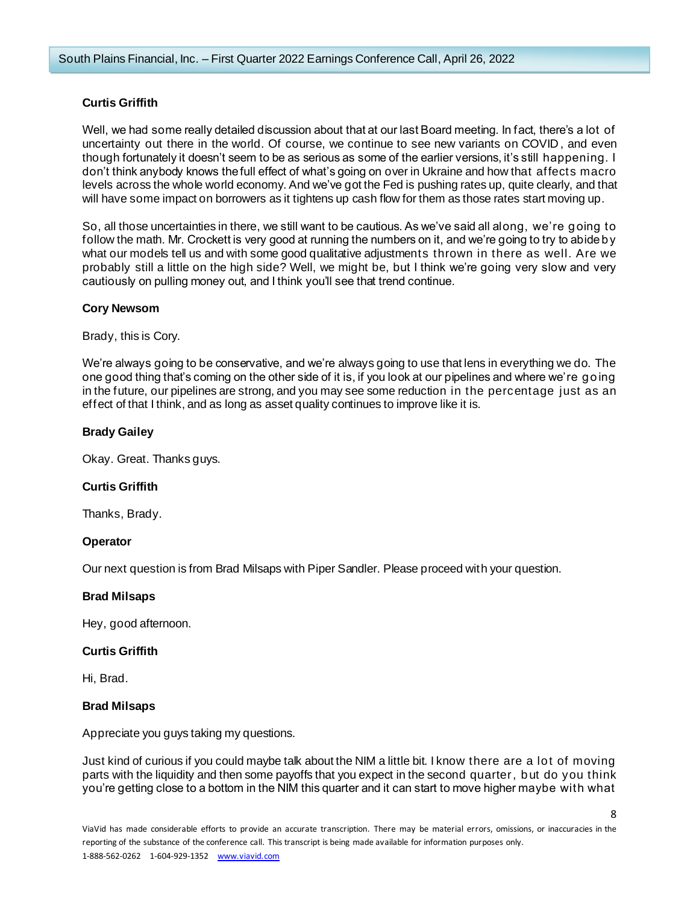**Curtis Griffith**

Well, we had some really detailed discussion about that at our last Board meeting. In fact, there's a lot of uncertainty out there in the world. Of course, we continue to see new variants on COVID, and even though fortunately it doesn't seem to be as serious as some of the earlier versions, it's still happening. I don't think anybody knows the full effect of what's going on over in Ukraine and how that affects macro levels across the whole world economy. And we've got the Fed is pushing rates up, quite clearly, and that will have some impact on borrowers as it tightens up cash flow for them as those rates start moving up.

So, all those uncertainties in there, we still want to be cautious. As we've said all along, we're going to follow the math. Mr. Crockett is very good at running the numbers on it, and we're going to try to abide by what our models tell us and with some good qualitative adjustments thrown in there as well. Are we probably still a little on the high side? Well, we might be, but I think we're going very slow and very cautiously on pulling money out, and I think you'll see that trend continue.

**Cory Newsom**

Brady, this is Cory.

We're always going to be conservative, and we're always going to use that lens in everything we do. The one good thing that's coming on the other side of it is, if you look at our pipelines and where we're going in the future, our pipelines are strong, and you may see some reduction in the percentage just as an effect of that I think, and as long as asset quality continues to improve like it is.

**Brady Gailey**

Okay. Great. Thanks guys.

**Curtis Griffith**

Thanks, Brady.

**Operator**

Our next question is from Brad Milsaps with Piper Sandler. Please proceed with your question.

**Brad Milsaps**

Hey, good afternoon.

**Curtis Griffith**

Hi, Brad.

**Brad Milsaps**

Appreciate you guys taking my questions.

Just kind of curious if you could maybe talk about the NIM a little bit. I know there are a lot of moving parts with the liquidity and then some payoffs that you expect in the second quarter, but do you think you're getting close to a bottom in the NIM this quarter and it can start to move higher maybe with what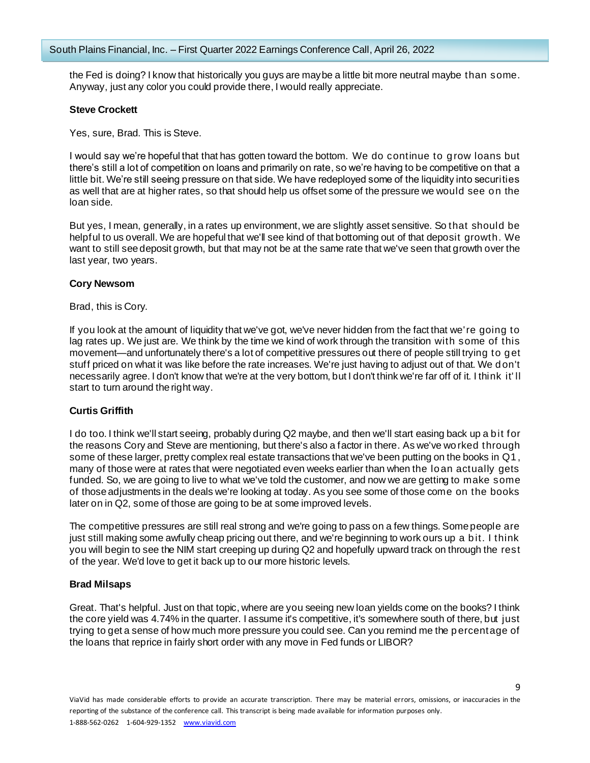the Fed is doing? I know that historically you guys are maybe a little bit more neutral maybe than some. Anyway, just any color you could provide there, I would really appreciate.

**Steve Crockett**

Yes, sure, Brad. This is Steve.

I would say we're hopeful that that has gotten toward the bottom. We do continue to grow loans but there's still a lot of competition on loans and primarily on rate, so we're having to be competitive on that a little bit. We're still seeing pressure on that side. We have redeployed some of the liquidity into securities as well that are at higher rates, so that should help us offset some of the pressure we would see on the loan side.

But yes, I mean, generally, in a rates up environment, we are slightly asset sensitive. So that should be helpful to us overall. We are hopeful that we'll see kind of that bottoming out of that deposit growth. We want to still see deposit growth, but that may not be at the same rate that we've seen that growth over the last year, two years.

**Cory Newsom**

Brad, this is Cory.

If you look at the amount of liquidity that we've got, we've never hidden from the fact that we're going to lag rates up. We just are. We think by the time we kind of work through the transition with some of this movement—and unfortunately there's a lot of competitive pressures out there of people still trying to get stuff priced on what it was like before the rate increases. We're just having to adjust out of that. We don't necessarily agree. I don't know that we're at the very bottom, but I don't think we're far off of it. I think it'll start to turn around the right way.

**Curtis Griffith**

I do too. I think we'll start seeing, probably during Q2 maybe, and then we'll start easing back up a bit for the reasons Cory and Steve are mentioning, but there's also a factor in there. As we've worked through some of these larger, pretty complex real estate transactions that we've been putting on the books in Q1, many of those were at rates that were negotiated even weeks earlier than when the loan actually gets funded. So, we are going to live to what we've told the customer, and now we are getting to make some of those adjustments in the deals we're looking at today. As you see some of those come on the books later on in Q2, some of those are going to be at some improved levels.

The competitive pressures are still real strong and we're going to pass on a few things. Some people are just still making some awfully cheap pricing out there, and we're beginning to work ours up a bit. I think you will begin to see the NIM start creeping up during Q2 and hopefully upward track on through the rest of the year. We'd love to get it back up to our more historic levels.

**Brad Milsaps**

Great. That's helpful. Just on that topic, where are you seeing new loan yields come on the books? I think the core yield was 4.74% in the quarter. I assume it's competitive, it's somewhere south of there, but just trying to get a sense of how much more pressure you could see. Can you remind me the percentage of the loans that reprice in fairly short order with any move in Fed funds or LIBOR?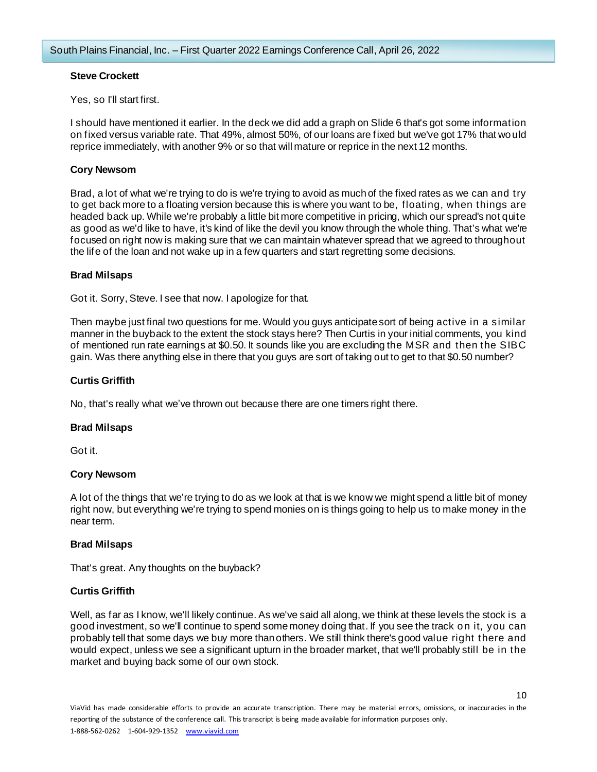**Steve Crockett**

Yes, so I'll start first.

I should have mentioned it earlier. In the deck we did add a graph on Slide 6 that's got some information on fixed versus variable rate. That 49%, almost 50%, of our loans are fixed but we've got 17% that would reprice immediately, with another 9% or so that will mature or reprice in the next 12 months.

**Cory Newsom**

Brad, a lot of what we're trying to do is we're trying to avoid as much of the fixed rates as we can and try to get back more to a floating version because this is where you want to be, floating, when things are headed back up. While we're probably a little bit more competitive in pricing, which our spread's not quite as good as we'd like to have, it's kind of like the devil you know through the whole thing. That's what we're focused on right now is making sure that we can maintain whatever spread that we agreed to throughout the life of the loan and not wake up in a few quarters and start regretting some decisions.

**Brad Milsaps**

Got it. Sorry, Steve. I see that now. I apologize for that.

Then maybe just final two questions for me. Would you guys anticipate sort of being active in a similar manner in the buyback to the extent the stock stays here? Then Curtis in your initial comments, you kind of mentioned run rate earnings at $0.50. It sounds like you are excluding the MSR and then the SIBC gain. Was there anything else in there that you guys are sort of taking out to get to that $0.50 number?

**Curtis Griffith**

No, that's really what we've thrown out because there are one timers right there.

**Brad Milsaps**

Got it.

**Cory Newsom**

A lot of the things that we're trying to do as we look at that is we know we might spend a little bit of money right now, but everything we're trying to spend monies on is things going to help us to make money in the near term.

**Brad Milsaps**

That's great. Any thoughts on the buyback?

**Curtis Griffith**

Well, as far as I know, we'll likely continue. As we've said all along, we think at these levels the stock is a good investment, so we'll continue to spend some money doing that. If you see the track on it, you can probably tell that some days we buy more than others. We still think there's good value right there and would expect, unless we see a significant upturn in the broader market, that we'll probably still be in the market and buying back some of our own stock.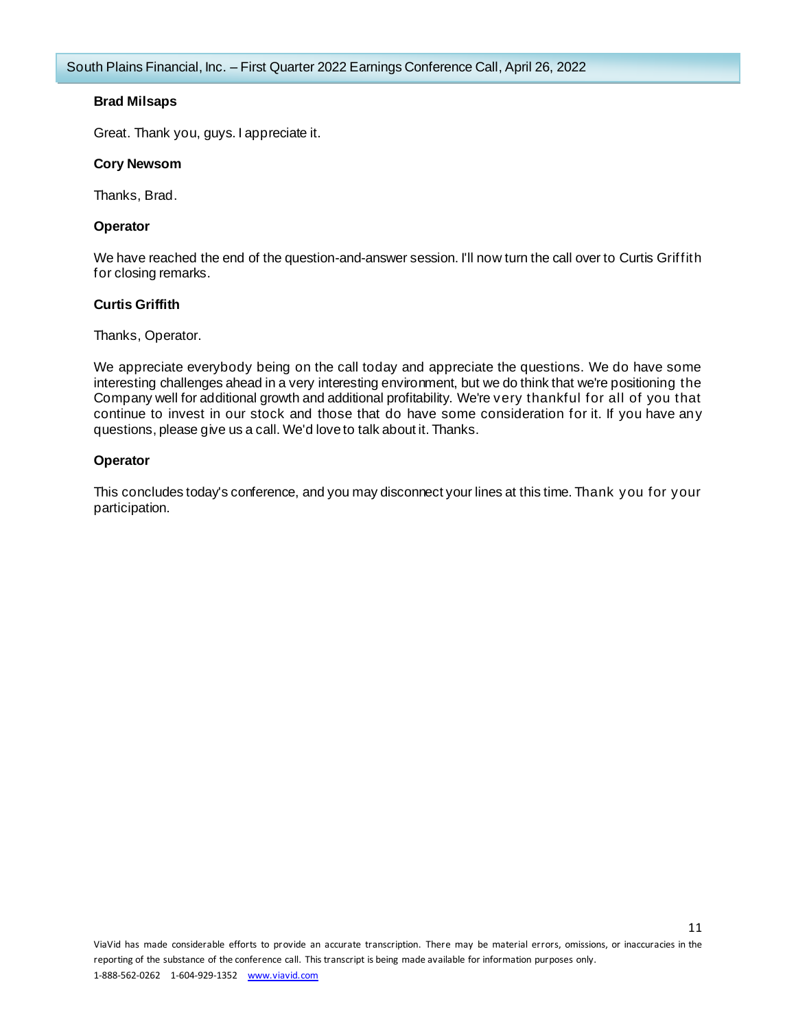**Brad Milsaps**

Great. Thank you, guys. I appreciate it.

**Cory Newsom**

Thanks, Brad.

**Operator**

We have reached the end of the question-and-answer session. I'll now turn the call over to Curtis Griffith for closing remarks.

**Curtis Griffith**

Thanks, Operator.

We appreciate everybody being on the call today and appreciate the questions. We do have some interesting challenges ahead in a very interesting environment, but we do think that we're positioning the Company well for additional growth and additional profitability. We're very thankful for all of you that continue to invest in our stock and those that do have some consideration for it. If you have any questions, please give us a call. We'd love to talk about it. Thanks.

**Operator**

This concludes today's conference, and you may disconnect your lines at this time. Thank you for your participation.

ViaVid has made considerable efforts to provide an accurate transcription. There may be material errors, omissions, or inaccuracies in the reporting of the substance of the conference call. This transcript is being made available for information purposes only.

1-888-562-0262 1-604-929-1352 www.viavid.com